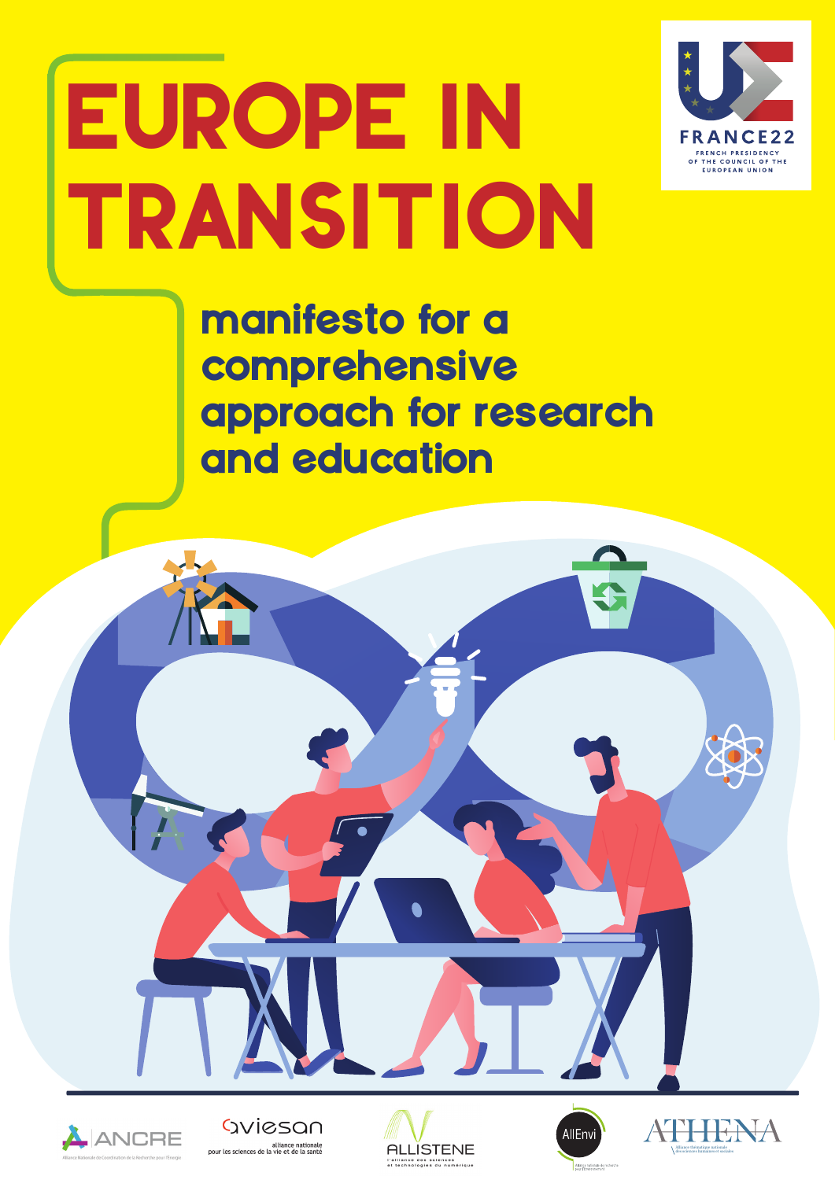# EUROPE IN TRANSITION

## manifesto for a comprehensive approach for research and education

FRANCE22
FRENCH PRESIDENCY OF THE COUNCIL OF THE EUROPEAN UNION

ANCRE — Alliance Nationale de Coordination de la Recherche pour l'Énergie

aviesan — alliance nationale pour les sciences de la vie et de la santé

ALLISTENE — l'alliance des sciences et technologies du numérique

AllEnvi — Alliance nationale de recherche pour l'Environnement

ATHENA — Alliance thématique nationale des sciences humaines et sociales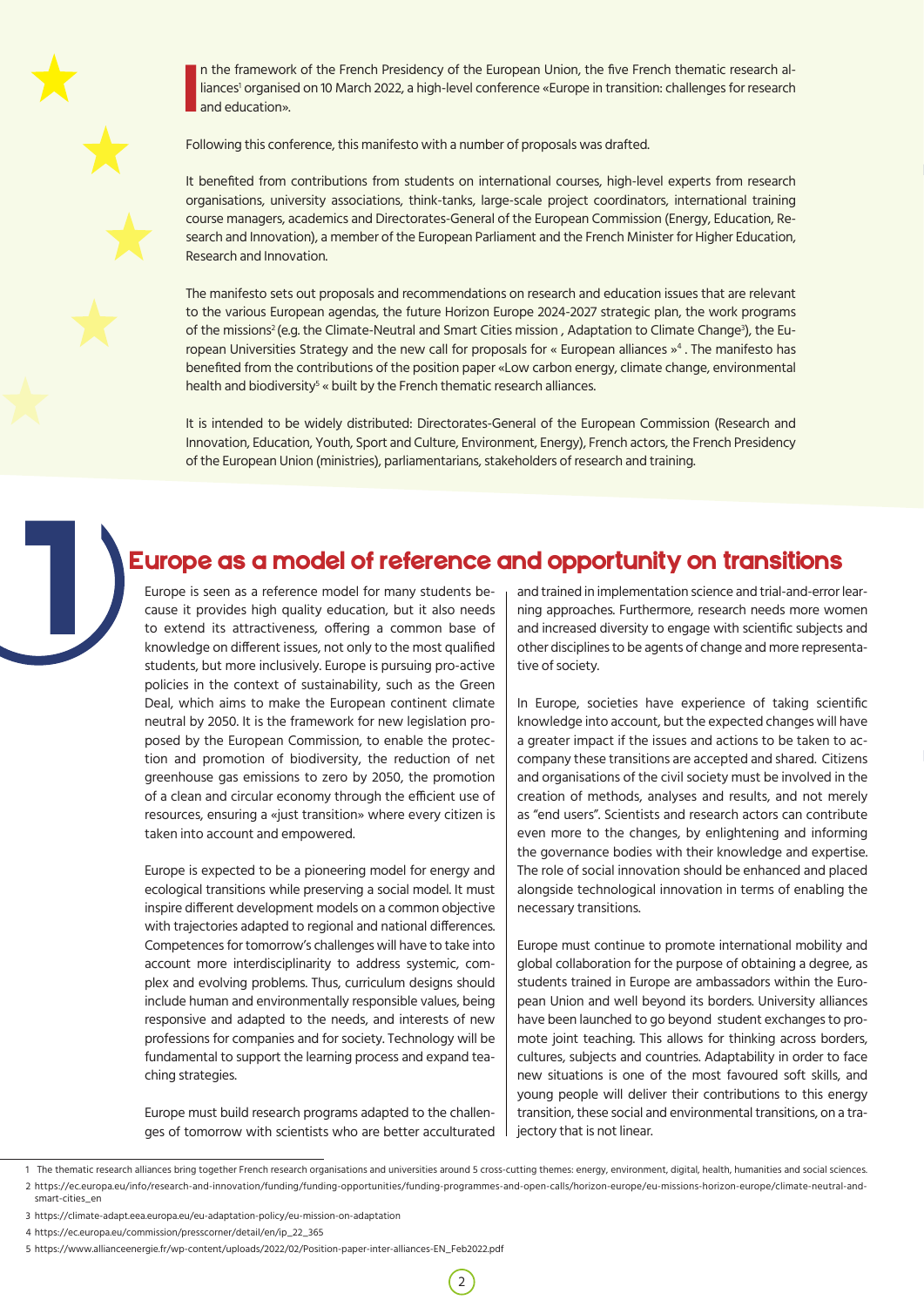In the framework of the French Presidency of the European Union, the five French thematic research alliances[1] organised on 10 March 2022, a high-level conference «Europe in transition: challenges for research and education».

Following this conference, this manifesto with a number of proposals was drafted.

It benefited from contributions from students on international courses, high-level experts from research organisations, university associations, think-tanks, large-scale project coordinators, international training course managers, academics and Directorates-General of the European Commission (Energy, Education, Research and Innovation), a member of the European Parliament and the French Minister for Higher Education, Research and Innovation.

The manifesto sets out proposals and recommendations on research and education issues that are relevant to the various European agendas, the future Horizon Europe 2024-2027 strategic plan, the work programs of the missions[2] (e.g. the Climate-Neutral and Smart Cities mission , Adaptation to Climate Change[3]), the European Universities Strategy and the new call for proposals for « European alliances »[4] . The manifesto has benefited from the contributions of the position paper «Low carbon energy, climate change, environmental health and biodiversity[5] « built by the French thematic research alliances.

It is intended to be widely distributed: Directorates-General of the European Commission (Research and Innovation, Education, Youth, Sport and Culture, Environment, Energy), French actors, the French Presidency of the European Union (ministries), parliamentarians, stakeholders of research and training.

# 1 Europe as a model of reference and opportunity on transitions

Europe is seen as a reference model for many students because it provides high quality education, but it also needs to extend its attractiveness, offering a common base of knowledge on different issues, not only to the most qualified students, but more inclusively. Europe is pursuing pro-active policies in the context of sustainability, such as the Green Deal, which aims to make the European continent climate neutral by 2050. It is the framework for new legislation proposed by the European Commission, to enable the protection and promotion of biodiversity, the reduction of net greenhouse gas emissions to zero by 2050, the promotion of a clean and circular economy through the efficient use of resources, ensuring a «just transition» where every citizen is taken into account and empowered.

Europe is expected to be a pioneering model for energy and ecological transitions while preserving a social model. It must inspire different development models on a common objective with trajectories adapted to regional and national differences. Competences for tomorrow's challenges will have to take into account more interdisciplinarity to address systemic, complex and evolving problems. Thus, curriculum designs should include human and environmentally responsible values, being responsive and adapted to the needs, and interests of new professions for companies and for society. Technology will be fundamental to support the learning process and expand teaching strategies.

Europe must build research programs adapted to the challenges of tomorrow with scientists who are better acculturated and trained in implementation science and trial-and-error learning approaches. Furthermore, research needs more women and increased diversity to engage with scientific subjects and other disciplines to be agents of change and more representative of society.

In Europe, societies have experience of taking scientific knowledge into account, but the expected changes will have a greater impact if the issues and actions to be taken to accompany these transitions are accepted and shared. Citizens and organisations of the civil society must be involved in the creation of methods, analyses and results, and not merely as "end users". Scientists and research actors can contribute even more to the changes, by enlightening and informing the governance bodies with their knowledge and expertise. The role of social innovation should be enhanced and placed alongside technological innovation in terms of enabling the necessary transitions.

Europe must continue to promote international mobility and global collaboration for the purpose of obtaining a degree, as students trained in Europe are ambassadors within the European Union and well beyond its borders. University alliances have been launched to go beyond student exchanges to promote joint teaching. This allows for thinking across borders, cultures, subjects and countries. Adaptability in order to face new situations is one of the most favoured soft skills, and young people will deliver their contributions to this energy transition, these social and environmental transitions, on a trajectory that is not linear.

---

1 The thematic research alliances bring together French research organisations and universities around 5 cross-cutting themes: energy, environment, digital, health, humanities and social sciences.

2 https://ec.europa.eu/info/research-and-innovation/funding/funding-opportunities/funding-programmes-and-open-calls/horizon-europe/eu-missions-horizon-europe/climate-neutral-and-smart-cities_en

3 https://climate-adapt.eea.europa.eu/eu-adaptation-policy/eu-mission-on-adaptation

4 https://ec.europa.eu/commission/presscorner/detail/en/ip_22_365

5 https://www.allianceenergie.fr/wp-content/uploads/2022/02/Position-paper-inter-alliances-EN_Feb2022.pdf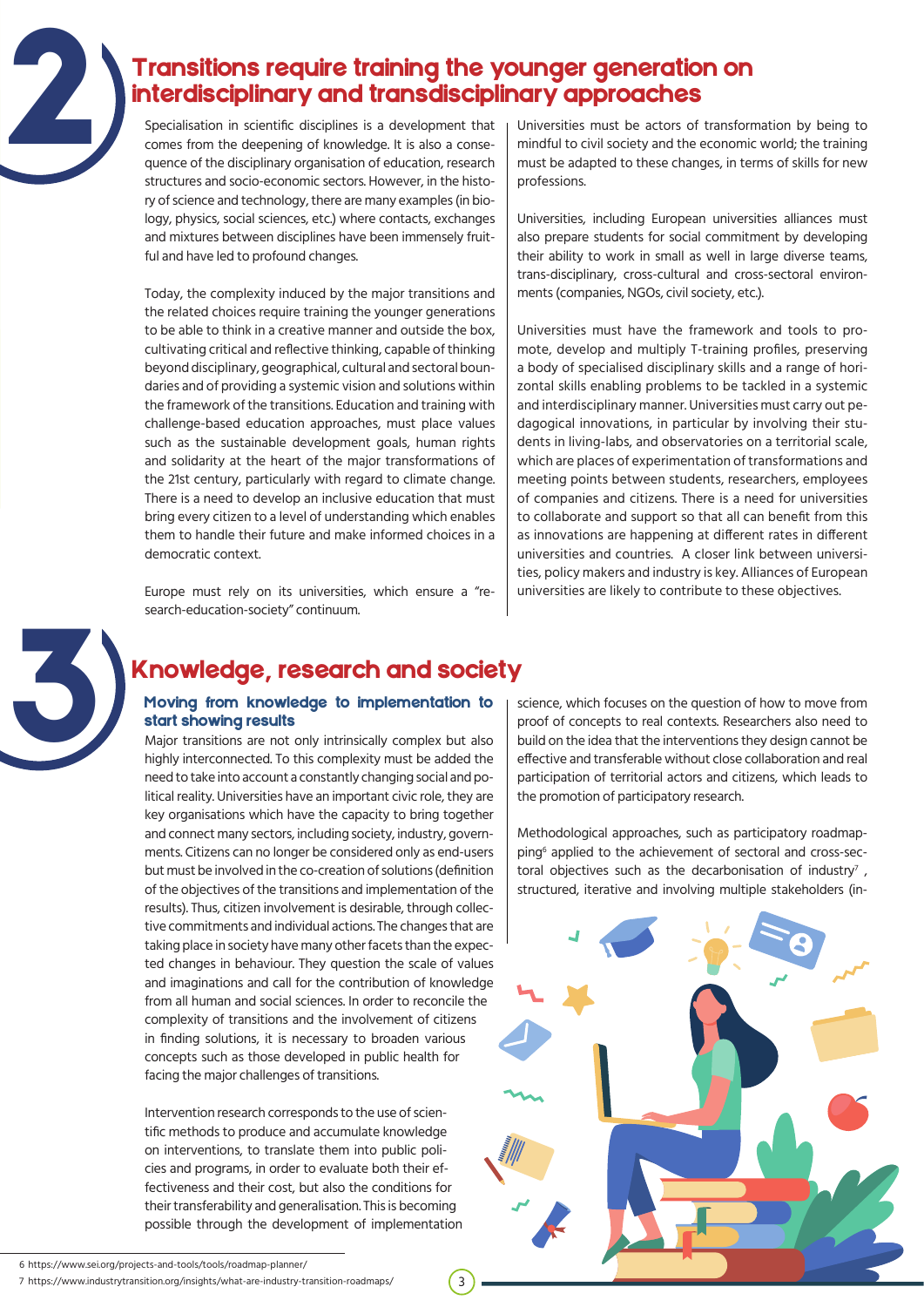## 2 Transitions require training the younger generation on interdisciplinary and transdisciplinary approaches

Specialisation in scientific disciplines is a development that comes from the deepening of knowledge. It is also a consequence of the disciplinary organisation of education, research structures and socio-economic sectors. However, in the history of science and technology, there are many examples (in biology, physics, social sciences, etc.) where contacts, exchanges and mixtures between disciplines have been immensely fruitful and have led to profound changes.

Today, the complexity induced by the major transitions and the related choices require training the younger generations to be able to think in a creative manner and outside the box, cultivating critical and reflective thinking, capable of thinking beyond disciplinary, geographical, cultural and sectoral boundaries and of providing a systemic vision and solutions within the framework of the transitions. Education and training with challenge-based education approaches, must place values such as the sustainable development goals, human rights and solidarity at the heart of the major transformations of the 21st century, particularly with regard to climate change. There is a need to develop an inclusive education that must bring every citizen to a level of understanding which enables them to handle their future and make informed choices in a democratic context.

Europe must rely on its universities, which ensure a "research-education-society" continuum.

Universities must be actors of transformation by being to mindful to civil society and the economic world; the training must be adapted to these changes, in terms of skills for new professions.

Universities, including European universities alliances must also prepare students for social commitment by developing their ability to work in small as well in large diverse teams, trans-disciplinary, cross-cultural and cross-sectoral environments (companies, NGOs, civil society, etc.).

Universities must have the framework and tools to promote, develop and multiply T-training profiles, preserving a body of specialised disciplinary skills and a range of horizontal skills enabling problems to be tackled in a systemic and interdisciplinary manner. Universities must carry out pedagogical innovations, in particular by involving their students in living-labs, and observatories on a territorial scale, which are places of experimentation of transformations and meeting points between students, researchers, employees of companies and citizens. There is a need for universities to collaborate and support so that all can benefit from this as innovations are happening at different rates in different universities and countries. A closer link between universities, policy makers and industry is key. Alliances of European universities are likely to contribute to these objectives.

## 3 Knowledge, research and society

### Moving from knowledge to implementation to start showing results

Major transitions are not only intrinsically complex but also highly interconnected. To this complexity must be added the need to take into account a constantly changing social and political reality. Universities have an important civic role, they are key organisations which have the capacity to bring together and connect many sectors, including society, industry, governments. Citizens can no longer be considered only as end-users but must be involved in the co-creation of solutions (definition of the objectives of the transitions and implementation of the results). Thus, citizen involvement is desirable, through collective commitments and individual actions. The changes that are taking place in society have many other facets than the expected changes in behaviour. They question the scale of values and imaginations and call for the contribution of knowledge from all human and social sciences. In order to reconcile the complexity of transitions and the involvement of citizens in finding solutions, it is necessary to broaden various concepts such as those developed in public health for facing the major challenges of transitions.

Intervention research corresponds to the use of scientific methods to produce and accumulate knowledge on interventions, to translate them into public policies and programs, in order to evaluate both their effectiveness and their cost, but also the conditions for their transferability and generalisation. This is becoming possible through the development of implementation science, which focuses on the question of how to move from proof of concepts to real contexts. Researchers also need to build on the idea that the interventions they design cannot be effective and transferable without close collaboration and real participation of territorial actors and citizens, which leads to the promotion of participatory research.

Methodological approaches, such as participatory roadmapping[6] applied to the achievement of sectoral and cross-sectoral objectives such as the decarbonisation of industry[7] , structured, iterative and involving multiple stakeholders (in-

6 https://www.sei.org/projects-and-tools/tools/roadmap-planner/

7 https://www.industrytransition.org/insights/what-are-industry-transition-roadmaps/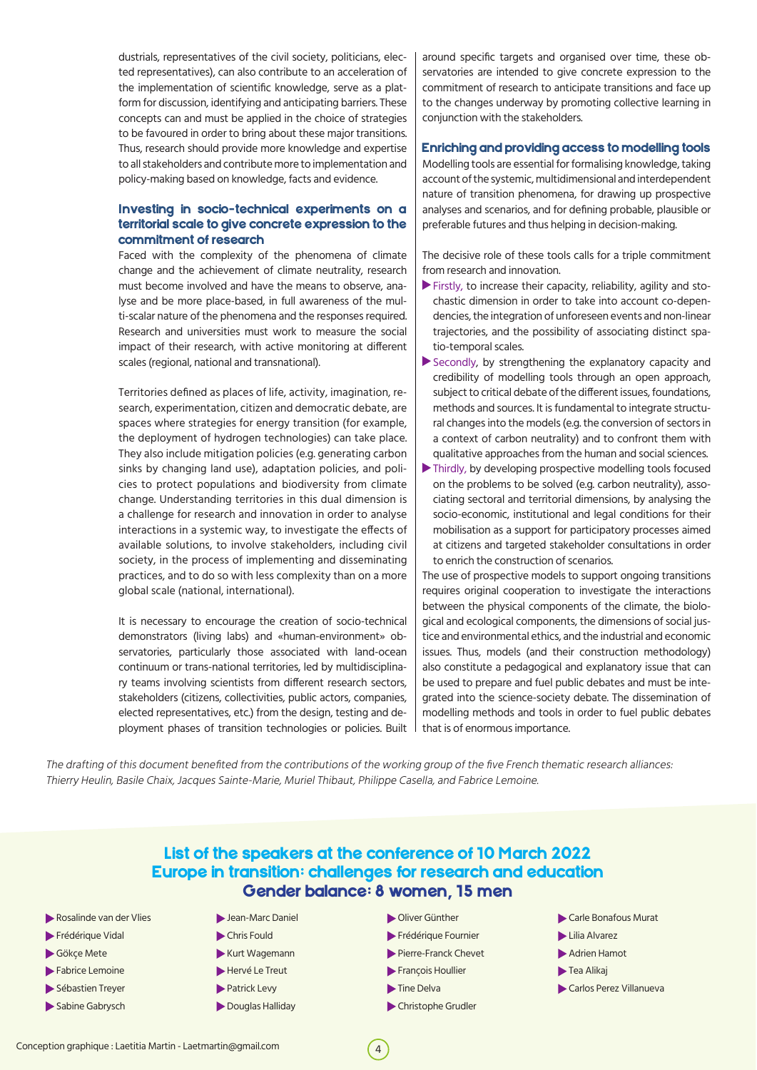dustrials, representatives of the civil society, politicians, elected representatives), can also contribute to an acceleration of the implementation of scientific knowledge, serve as a platform for discussion, identifying and anticipating barriers. These concepts can and must be applied in the choice of strategies to be favoured in order to bring about these major transitions. Thus, research should provide more knowledge and expertise to all stakeholders and contribute more to implementation and policy-making based on knowledge, facts and evidence.

### Investing in socio-technical experiments on a territorial scale to give concrete expression to the commitment of research

Faced with the complexity of the phenomena of climate change and the achievement of climate neutrality, research must become involved and have the means to observe, analyse and be more place-based, in full awareness of the multi-scalar nature of the phenomena and the responses required. Research and universities must work to measure the social impact of their research, with active monitoring at different scales (regional, national and transnational).

Territories defined as places of life, activity, imagination, research, experimentation, citizen and democratic debate, are spaces where strategies for energy transition (for example, the deployment of hydrogen technologies) can take place. They also include mitigation policies (e.g. generating carbon sinks by changing land use), adaptation policies, and policies to protect populations and biodiversity from climate change. Understanding territories in this dual dimension is a challenge for research and innovation in order to analyse interactions in a systemic way, to investigate the effects of available solutions, to involve stakeholders, including civil society, in the process of implementing and disseminating practices, and to do so with less complexity than on a more global scale (national, international).

It is necessary to encourage the creation of socio-technical demonstrators (living labs) and «human-environment» observatories, particularly those associated with land-ocean continuum or trans-national territories, led by multidisciplinary teams involving scientists from different research sectors, stakeholders (citizens, collectivities, public actors, companies, elected representatives, etc.) from the design, testing and deployment phases of transition technologies or policies. Built around specific targets and organised over time, these observatories are intended to give concrete expression to the commitment of research to anticipate transitions and face up to the changes underway by promoting collective learning in conjunction with the stakeholders.

### Enriching and providing access to modelling tools

Modelling tools are essential for formalising knowledge, taking account of the systemic, multidimensional and interdependent nature of transition phenomena, for drawing up prospective analyses and scenarios, and for defining probable, plausible or preferable futures and thus helping in decision-making.

The decisive role of these tools calls for a triple commitment from research and innovation.

- Firstly, to increase their capacity, reliability, agility and stochastic dimension in order to take into account co-dependencies, the integration of unforeseen events and non-linear trajectories, and the possibility of associating distinct spatio-temporal scales.
- Secondly, by strengthening the explanatory capacity and credibility of modelling tools through an open approach, subject to critical debate of the different issues, foundations, methods and sources. It is fundamental to integrate structural changes into the models (e.g. the conversion of sectors in a context of carbon neutrality) and to confront them with qualitative approaches from the human and social sciences.
- Thirdly, by developing prospective modelling tools focused on the problems to be solved (e.g. carbon neutrality), associating sectoral and territorial dimensions, by analysing the socio-economic, institutional and legal conditions for their mobilisation as a support for participatory processes aimed at citizens and targeted stakeholder consultations in order to enrich the construction of scenarios.

The use of prospective models to support ongoing transitions requires original cooperation to investigate the interactions between the physical components of the climate, the biological and ecological components, the dimensions of social justice and environmental ethics, and the industrial and economic issues. Thus, models (and their construction methodology) also constitute a pedagogical and explanatory issue that can be used to prepare and fuel public debates and must be integrated into the science-society debate. The dissemination of modelling methods and tools in order to fuel public debates that is of enormous importance.

*The drafting of this document benefited from the contributions of the working group of the five French thematic research alliances: Thierry Heulin, Basile Chaix, Jacques Sainte-Marie, Muriel Thibaut, Philippe Casella, and Fabrice Lemoine.*

## List of the speakers at the conference of 10 March 2022
## Europe in transition: challenges for research and education
## Gender balance: 8 women, 15 men

- Rosalinde van der Vlies
- Frédérique Vidal
- Gökçe Mete
- Fabrice Lemoine
- Sébastien Treyer
- Sabine Gabrysch
- Jean-Marc Daniel
- Chris Fould
- Kurt Wagemann
- Hervé Le Treut
- Patrick Levy
- Douglas Halliday
- Oliver Günther
- Frédérique Fournier
- Pierre-Franck Chevet
- François Houllier
- Tine Delva
- Christophe Grudler
- Carle Bonafous Murat
- Lilia Alvarez
- Adrien Hamot
- Tea Alikaj
- Carlos Perez Villanueva

Conception graphique : Laetitia Martin - Laetmartin@gmail.com